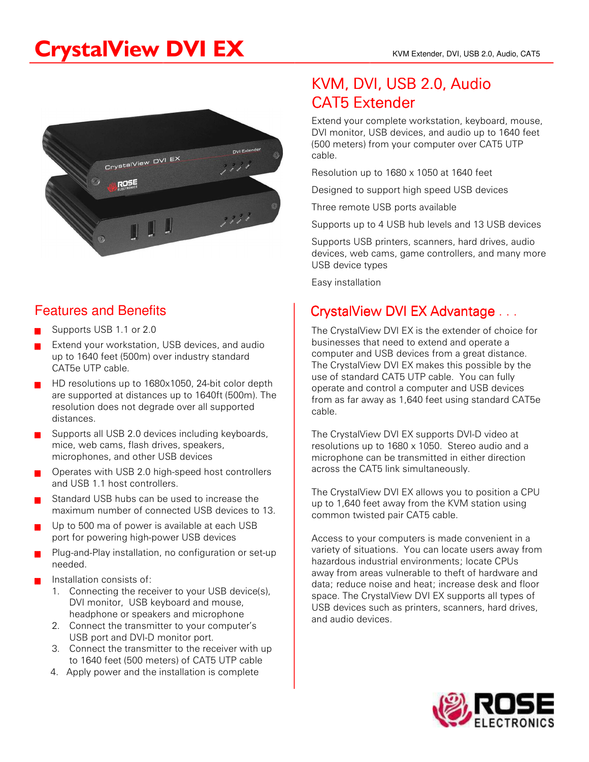# CrystalView DVI EX

KVM Extender, DVI, USB 2.0, Audio, CAT5

## KVM, DVI, USB 2.0, Audio CAT5 Extender

Extend your complete workstation, keyboard, mouse, DVI monitor, USB devices, and audio up to 1640 feet (500 meters) from your computer over CAT5 UTP cable.

Resolution up to 1680 x 1050 at 1640 feet

Designed to support high speed USB devices

Three remote USB ports available

Supports up to 4 USB hub levels and 13 USB devices

Supports USB printers, scanners, hard drives, audio devices, web cams, game controllers, and many more USB device types

Easy installation

## Features and Benefits

- Supports USB 1.1 or 2.0
- Extend your workstation, USB devices, and audio up to 1640 feet (500m) over industry standard CAT5e UTP cable.
- HD resolutions up to 1680x1050, 24-bit color depth are supported at distances up to 1640ft (500m). The resolution does not degrade over all supported distances.
- Supports all USB 2.0 devices including keyboards, mice, web cams, flash drives, speakers, microphones, and other USB devices
- Operates with USB 2.0 high-speed host controllers and USB 1.1 host controllers.
- Standard USB hubs can be used to increase the maximum number of connected USB devices to 13.
- Up to 500 ma of power is available at each USB port for powering high-power USB devices
- Plug-and-Play installation, no configuration or set-up needed.
- Installation consists of:
  1. Connecting the receiver to your USB device(s), DVI monitor, USB keyboard and mouse, headphone or speakers and microphone
  2. Connect the transmitter to your computer's USB port and DVI-D monitor port.
  3. Connect the transmitter to the receiver with up to 1640 feet (500 meters) of CAT5 UTP cable
  4. Apply power and the installation is complete

## CrystalView DVI EX Advantage . . .

The CrystalView DVI EX is the extender of choice for businesses that need to extend and operate a computer and USB devices from a great distance. The CrystalView DVI EX makes this possible by the use of standard CAT5 UTP cable. You can fully operate and control a computer and USB devices from as far away as 1,640 feet using standard CAT5e cable.

The CrystalView DVI EX supports DVI-D video at resolutions up to 1680 x 1050. Stereo audio and a microphone can be transmitted in either direction across the CAT5 link simultaneously.

The CrystalView DVI EX allows you to position a CPU up to 1,640 feet away from the KVM station using common twisted pair CAT5 cable.

Access to your computers is made convenient in a variety of situations. You can locate users away from hazardous industrial environments; locate CPUs away from areas vulnerable to theft of hardware and data; reduce noise and heat; increase desk and floor space. The CrystalView DVI EX supports all types of USB devices such as printers, scanners, hard drives, and audio devices.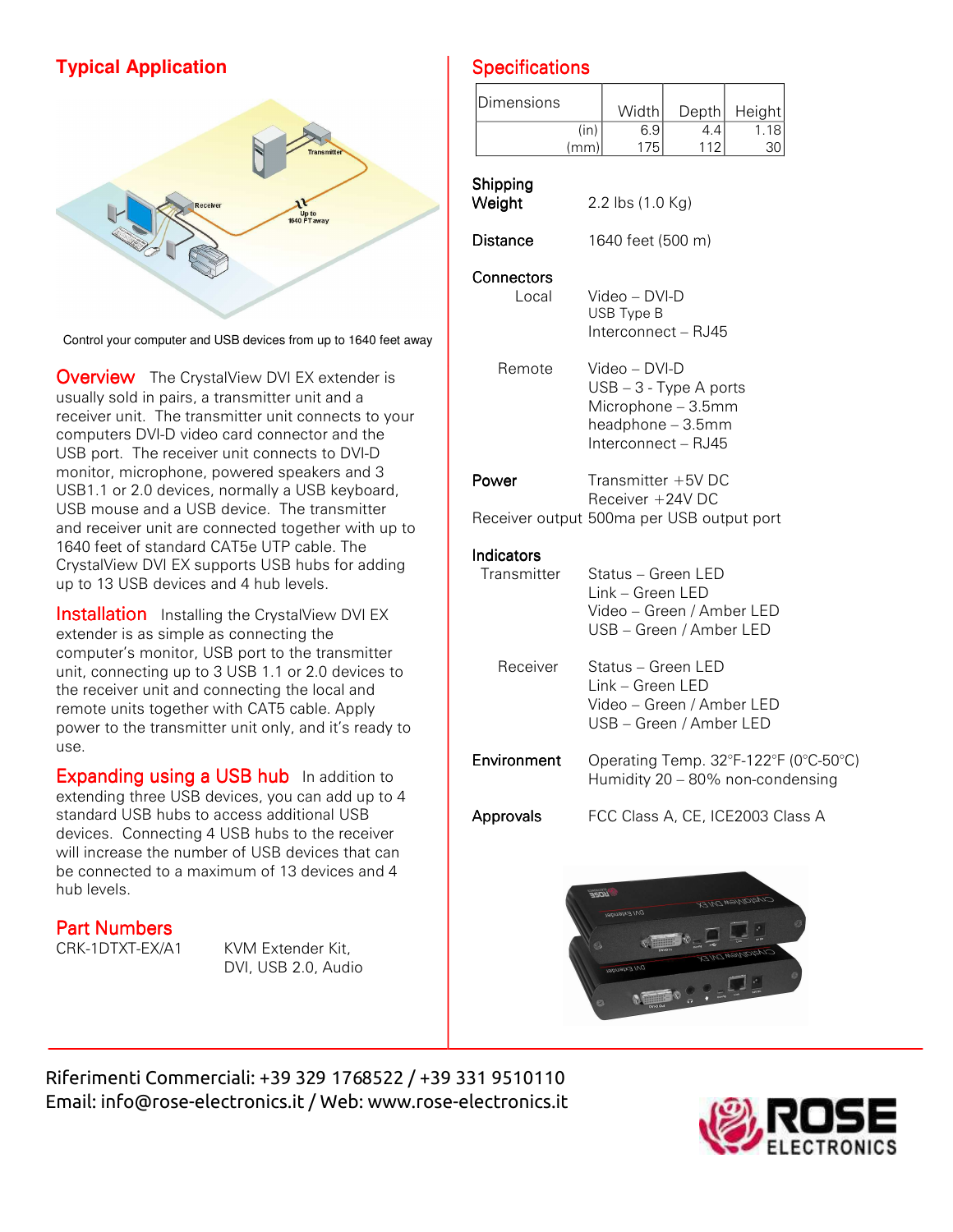## Typical Application

Control your computer and USB devices from up to 1640 feet away

**Overview** The CrystalView DVI EX extender is usually sold in pairs, a transmitter unit and a receiver unit. The transmitter unit connects to your computers DVI-D video card connector and the USB port. The receiver unit connects to DVI-D monitor, microphone, powered speakers and 3 USB1.1 or 2.0 devices, normally a USB keyboard, USB mouse and a USB device. The transmitter and receiver unit are connected together with up to 1640 feet of standard CAT5e UTP cable. The CrystalView DVI EX supports USB hubs for adding up to 13 USB devices and 4 hub levels.

**Installation** Installing the CrystalView DVI EX extender is as simple as connecting the computer's monitor, USB port to the transmitter unit, connecting up to 3 USB 1.1 or 2.0 devices to the receiver unit and connecting the local and remote units together with CAT5 cable. Apply power to the transmitter unit only, and it's ready to use.

**Expanding using a USB hub** In addition to extending three USB devices, you can add up to 4 standard USB hubs to access additional USB devices. Connecting 4 USB hubs to the receiver will increase the number of USB devices that can be connected to a maximum of 13 devices and 4 hub levels.

## Part Numbers

| | |
|---|---|
| CRK-1DTXT-EX/A1 | KVM Extender Kit, DVI, USB 2.0, Audio |

## Specifications

| Dimensions | Width | Depth | Height |
|---|---|---|---|
| (in) | 6.9 | 4.4 | 1.18 |
| (mm) | 175 | 112 | 30 |

**Shipping Weight** 2.2 lbs (1.0 Kg)

**Distance** 1640 feet (500 m)

**Connectors**

- Local
  - Video – DVI-D
  - USB Type B
  - Interconnect – RJ45
- Remote
  - Video – DVI-D
  - USB – 3 - Type A ports
  - Microphone – 3.5mm
  - headphone – 3.5mm
  - Interconnect – RJ45

**Power**

- Transmitter +5V DC
- Receiver +24V DC
- Receiver output 500ma per USB output port

**Indicators**

- Transmitter
  - Status – Green LED
  - Link – Green LED
  - Video – Green / Amber LED
  - USB – Green / Amber LED
- Receiver
  - Status – Green LED
  - Link – Green LED
  - Video – Green / Amber LED
  - USB – Green / Amber LED

**Environment** Operating Temp. 32°F-122°F (0°C-50°C)
Humidity 20 – 80% non-condensing

**Approvals** FCC Class A, CE, ICE2003 Class A

Riferimenti Commerciali: +39 329 1768522 / +39 331 9510110
Email: info@rose-electronics.it / Web: www.rose-electronics.it